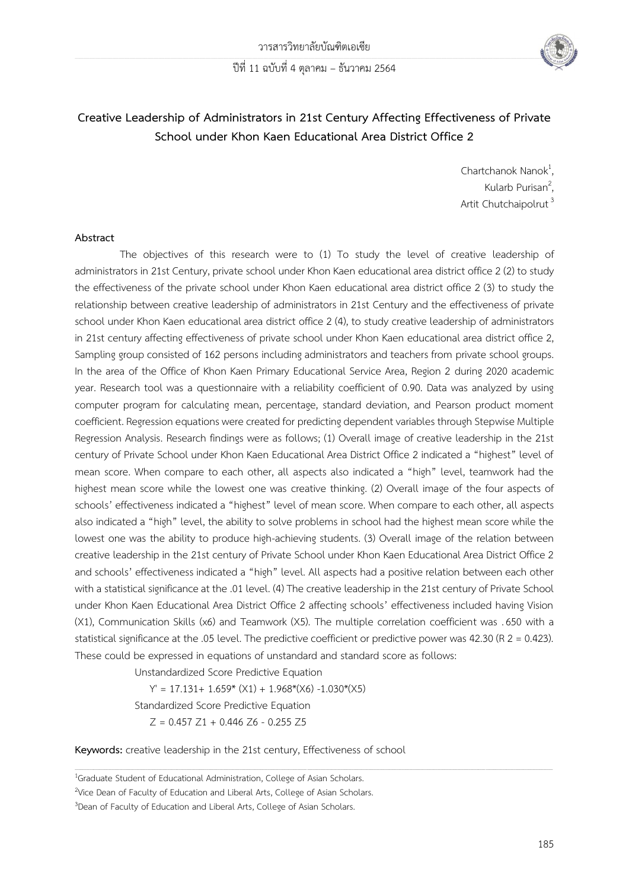# Creative Leadership of Administrators in 21st Century Affecting Effectiveness of Private School under Khon Kaen Educational Area District Office 2

Chartchanok Nanok[1],
Kularb Purisan[2],
Artit Chutchaipolrut[3]

## Abstract

The objectives of this research were to (1) To study the level of creative leadership of administrators in 21st Century, private school under Khon Kaen educational area district office 2 (2) to study the effectiveness of the private school under Khon Kaen educational area district office 2 (3) to study the relationship between creative leadership of administrators in 21st Century and the effectiveness of private school under Khon Kaen educational area district office 2 (4), to study creative leadership of administrators in 21st century affecting effectiveness of private school under Khon Kaen educational area district office 2, Sampling group consisted of 162 persons including administrators and teachers from private school groups. In the area of the Office of Khon Kaen Primary Educational Service Area, Region 2 during 2020 academic year. Research tool was a questionnaire with a reliability coefficient of 0.90. Data was analyzed by using computer program for calculating mean, percentage, standard deviation, and Pearson product moment coefficient. Regression equations were created for predicting dependent variables through Stepwise Multiple Regression Analysis. Research findings were as follows; (1) Overall image of creative leadership in the 21st century of Private School under Khon Kaen Educational Area District Office 2 indicated a "highest" level of mean score. When compare to each other, all aspects also indicated a "high" level, teamwork had the highest mean score while the lowest one was creative thinking. (2) Overall image of the four aspects of schools' effectiveness indicated a "highest" level of mean score. When compare to each other, all aspects also indicated a "high" level, the ability to solve problems in school had the highest mean score while the lowest one was the ability to produce high-achieving students. (3) Overall image of the relation between creative leadership in the 21st century of Private School under Khon Kaen Educational Area District Office 2 and schools' effectiveness indicated a "high" level. All aspects had a positive relation between each other with a statistical significance at the .01 level. (4) The creative leadership in the 21st century of Private School under Khon Kaen Educational Area District Office 2 affecting schools' effectiveness included having Vision (X1), Communication Skills (x6) and Teamwork (X5). The multiple correlation coefficient was .650 with a statistical significance at the .05 level. The predictive coefficient or predictive power was 42.30 ($R^2 = 0.423$). These could be expressed in equations of unstandard and standard score as follows:

Unstandardized Score Predictive Equation

$$Y' = 17.131 + 1.659^*(X1) + 1.968^*(X6) - 1.030^*(X5)$$

Standardized Score Predictive Equation

$$Z = 0.457\ Z1 + 0.446\ Z6 - 0.255\ Z5$$

**Keywords:** creative leadership in the 21st century, Effectiveness of school

---

[1]Graduate Student of Educational Administration, College of Asian Scholars.

[2]Vice Dean of Faculty of Education and Liberal Arts, College of Asian Scholars.

[3]Dean of Faculty of Education and Liberal Arts, College of Asian Scholars.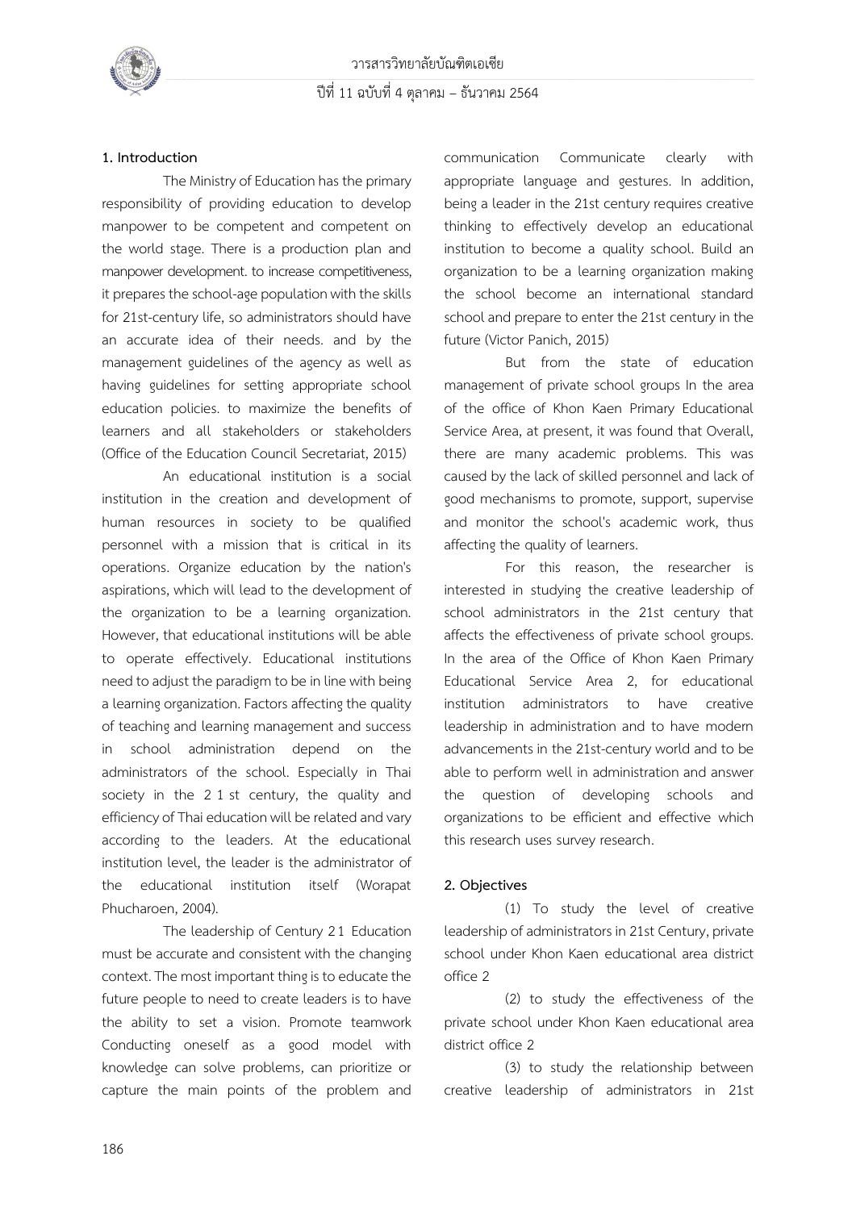## 1. Introduction

The Ministry of Education has the primary responsibility of providing education to develop manpower to be competent and competent on the world stage. There is a production plan and manpower development. to increase competitiveness, it prepares the school-age population with the skills for 21st-century life, so administrators should have an accurate idea of their needs. and by the management guidelines of the agency as well as having guidelines for setting appropriate school education policies. to maximize the benefits of learners and all stakeholders or stakeholders (Office of the Education Council Secretariat, 2015)

An educational institution is a social institution in the creation and development of human resources in society to be qualified personnel with a mission that is critical in its operations. Organize education by the nation's aspirations, which will lead to the development of the organization to be a learning organization. However, that educational institutions will be able to operate effectively. Educational institutions need to adjust the paradigm to be in line with being a learning organization. Factors affecting the quality of teaching and learning management and success in school administration depend on the administrators of the school. Especially in Thai society in the 2 1 st century, the quality and efficiency of Thai education will be related and vary according to the leaders. At the educational institution level, the leader is the administrator of the educational institution itself (Worapat Phucharoen, 2004).

The leadership of Century 2 1 Education must be accurate and consistent with the changing context. The most important thing is to educate the future people to need to create leaders is to have the ability to set a vision. Promote teamwork Conducting oneself as a good model with knowledge can solve problems, can prioritize or capture the main points of the problem and communication Communicate clearly with appropriate language and gestures. In addition, being a leader in the 21st century requires creative thinking to effectively develop an educational institution to become a quality school. Build an organization to be a learning organization making the school become an international standard school and prepare to enter the 21st century in the future (Victor Panich, 2015)

But from the state of education management of private school groups In the area of the office of Khon Kaen Primary Educational Service Area, at present, it was found that Overall, there are many academic problems. This was caused by the lack of skilled personnel and lack of good mechanisms to promote, support, supervise and monitor the school's academic work, thus affecting the quality of learners.

For this reason, the researcher is interested in studying the creative leadership of school administrators in the 21st century that affects the effectiveness of private school groups. In the area of the Office of Khon Kaen Primary Educational Service Area 2, for educational institution administrators to have creative leadership in administration and to have modern advancements in the 21st-century world and to be able to perform well in administration and answer the question of developing schools and organizations to be efficient and effective which this research uses survey research.

## 2. Objectives

(1) To study the level of creative leadership of administrators in 21st Century, private school under Khon Kaen educational area district office 2

(2) to study the effectiveness of the private school under Khon Kaen educational area district office 2

(3) to study the relationship between creative leadership of administrators in 21st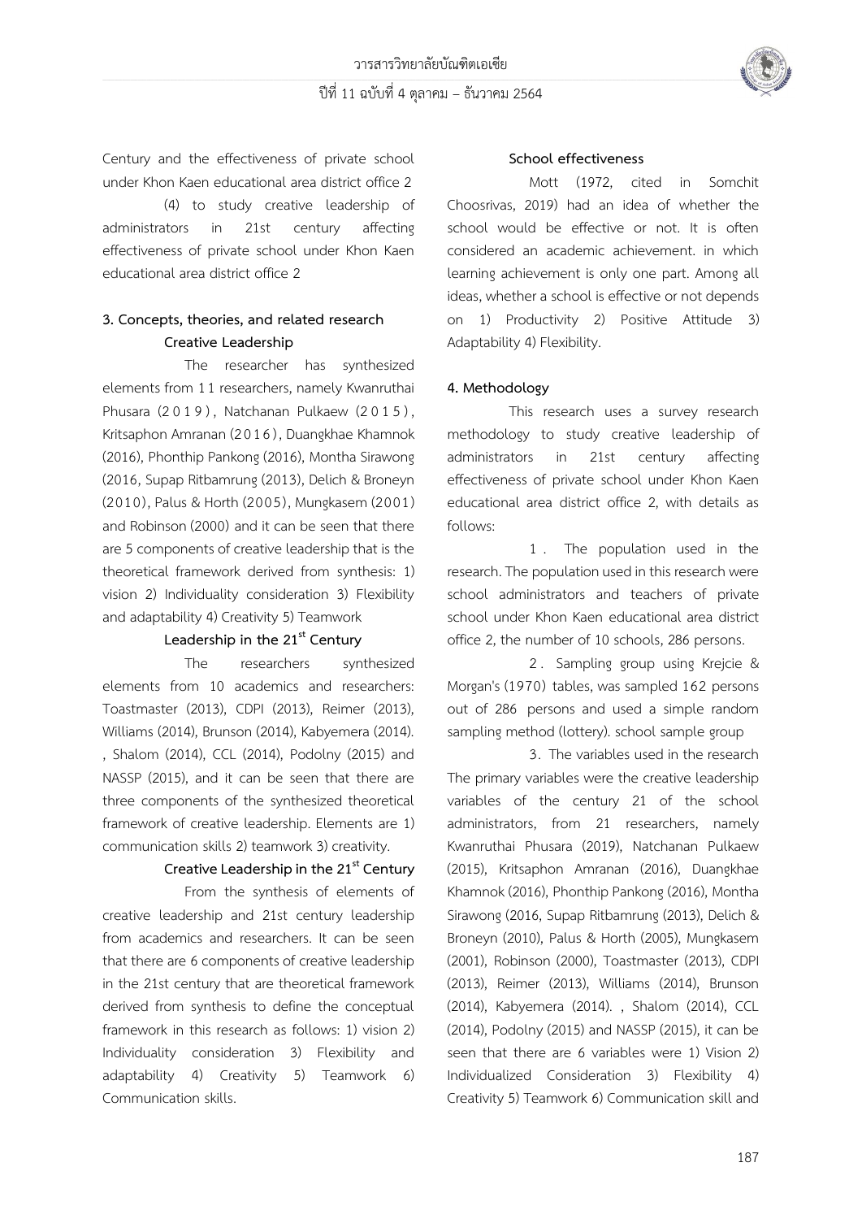Century and the effectiveness of private school under Khon Kaen educational area district office 2

(4) to study creative leadership of administrators in 21st century affecting effectiveness of private school under Khon Kaen educational area district office 2

## 3. Concepts, theories, and related research

### Creative Leadership

The researcher has synthesized elements from 11 researchers, namely Kwanruthai Phusara (2019), Natchanan Pulkaew (2015), Kritsaphon Amranan (2016), Duangkhae Khamnok (2016), Phonthip Pankong (2016), Montha Sirawong (2016, Supap Ritbamrung (2013), Delich & Broneyn (2010), Palus & Horth (2005), Mungkasem (2001) and Robinson (2000) and it can be seen that there are 5 components of creative leadership that is the theoretical framework derived from synthesis: 1) vision 2) Individuality consideration 3) Flexibility and adaptability 4) Creativity 5) Teamwork

### Leadership in the 21st Century

The researchers synthesized elements from 10 academics and researchers: Toastmaster (2013), CDPI (2013), Reimer (2013), Williams (2014), Brunson (2014), Kabyemera (2014). , Shalom (2014), CCL (2014), Podolny (2015) and NASSP (2015), and it can be seen that there are three components of the synthesized theoretical framework of creative leadership. Elements are 1) communication skills 2) teamwork 3) creativity.

### Creative Leadership in the 21st Century

From the synthesis of elements of creative leadership and 21st century leadership from academics and researchers. It can be seen that there are 6 components of creative leadership in the 21st century that are theoretical framework derived from synthesis to define the conceptual framework in this research as follows: 1) vision 2) Individuality consideration 3) Flexibility and adaptability 4) Creativity 5) Teamwork 6) Communication skills.

### School effectiveness

Mott (1972, cited in Somchit Choosrivas, 2019) had an idea of whether the school would be effective or not. It is often considered an academic achievement. in which learning achievement is only one part. Among all ideas, whether a school is effective or not depends on 1) Productivity 2) Positive Attitude 3) Adaptability 4) Flexibility.

## 4. Methodology

This research uses a survey research methodology to study creative leadership of administrators in 21st century affecting effectiveness of private school under Khon Kaen educational area district office 2, with details as follows:

1. The population used in the research. The population used in this research were school administrators and teachers of private school under Khon Kaen educational area district office 2, the number of 10 schools, 286 persons.

2. Sampling group using Krejcie & Morgan's (1970) tables, was sampled 162 persons out of 286 persons and used a simple random sampling method (lottery). school sample group

3. The variables used in the research The primary variables were the creative leadership variables of the century 21 of the school administrators, from 21 researchers, namely Kwanruthai Phusara (2019), Natchanan Pulkaew (2015), Kritsaphon Amranan (2016), Duangkhae Khamnok (2016), Phonthip Pankong (2016), Montha Sirawong (2016, Supap Ritbamrung (2013), Delich & Broneyn (2010), Palus & Horth (2005), Mungkasem (2001), Robinson (2000), Toastmaster (2013), CDPI (2013), Reimer (2013), Williams (2014), Brunson (2014), Kabyemera (2014). , Shalom (2014), CCL (2014), Podolny (2015) and NASSP (2015), it can be seen that there are 6 variables were 1) Vision 2) Individualized Consideration 3) Flexibility 4) Creativity 5) Teamwork 6) Communication skill and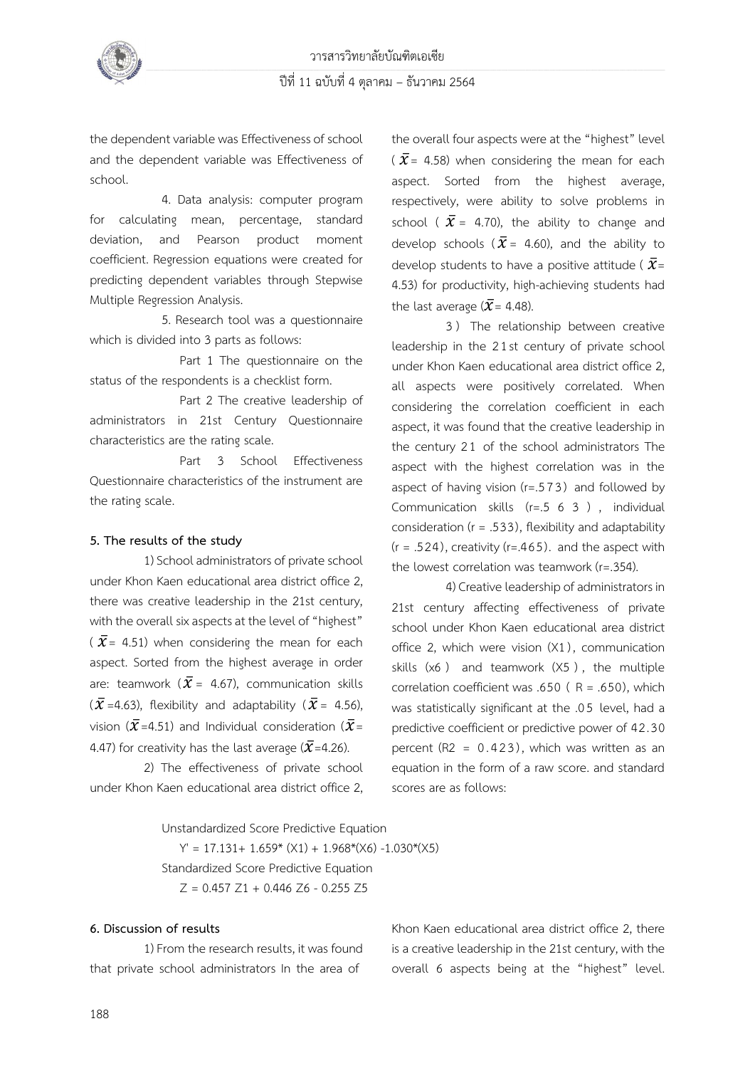the dependent variable was Effectiveness of school and the dependent variable was Effectiveness of school.

4. Data analysis: computer program for calculating mean, percentage, standard deviation, and Pearson product moment coefficient. Regression equations were created for predicting dependent variables through Stepwise Multiple Regression Analysis.

5. Research tool was a questionnaire which is divided into 3 parts as follows:

Part 1 The questionnaire on the status of the respondents is a checklist form.

Part 2 The creative leadership of administrators in 21st Century Questionnaire characteristics are the rating scale.

Part 3 School Effectiveness Questionnaire characteristics of the instrument are the rating scale.

**5. The results of the study**

1) School administrators of private school under Khon Kaen educational area district office 2, there was creative leadership in the 21st century, with the overall six aspects at the level of "highest" ( $\bar{X}$ = 4.51) when considering the mean for each aspect. Sorted from the highest average in order are: teamwork ($\bar{X}$ = 4.67), communication skills ($\bar{X}$ =4.63), flexibility and adaptability ($\bar{X}$ = 4.56), vision ($\bar{X}$ =4.51) and Individual consideration ($\bar{X}$ = 4.47) for creativity has the last average ($\bar{X}$ =4.26).

2) The effectiveness of private school under Khon Kaen educational area district office 2, the overall four aspects were at the "highest" level ( $\bar{X}$ = 4.58) when considering the mean for each aspect. Sorted from the highest average, respectively, were ability to solve problems in school ( $\bar{X}$ = 4.70), the ability to change and develop schools ($\bar{X}$ = 4.60), and the ability to develop students to have a positive attitude ( $\bar{X}$ = 4.53) for productivity, high-achieving students had the last average ($\bar{X}$ = 4.48).

3 ) The relationship between creative leadership in the 21st century of private school under Khon Kaen educational area district office 2, all aspects were positively correlated. When considering the correlation coefficient in each aspect, it was found that the creative leadership in the century 21 of the school administrators The aspect with the highest correlation was in the aspect of having vision (r=.573) and followed by Communication skills (r=.5 6 3 ) , individual consideration (r = .533), flexibility and adaptability (r = .524), creativity (r=.465). and the aspect with the lowest correlation was teamwork (r=.354).

4) Creative leadership of administrators in 21st century affecting effectiveness of private school under Khon Kaen educational area district office 2, which were vision (X1), communication skills (x6 ) and teamwork (X5 ), the multiple correlation coefficient was .650 ( R = .650), which was statistically significant at the .05 level, had a predictive coefficient or predictive power of 42.30 percent (R2 = 0.423), which was written as an equation in the form of a raw score. and standard scores are as follows:

Unstandardized Score Predictive Equation

$$Y' = 17.131 + 1.659^{*}(X1) + 1.968^{*}(X6) - 1.030^{*}(X5)$$

Standardized Score Predictive Equation

$$Z = 0.457\,Z1 + 0.446\,Z6 - 0.255\,Z5$$

**6. Discussion of results**

1) From the research results, it was found that private school administrators In the area of Khon Kaen educational area district office 2, there is a creative leadership in the 21st century, with the overall 6 aspects being at the "highest" level.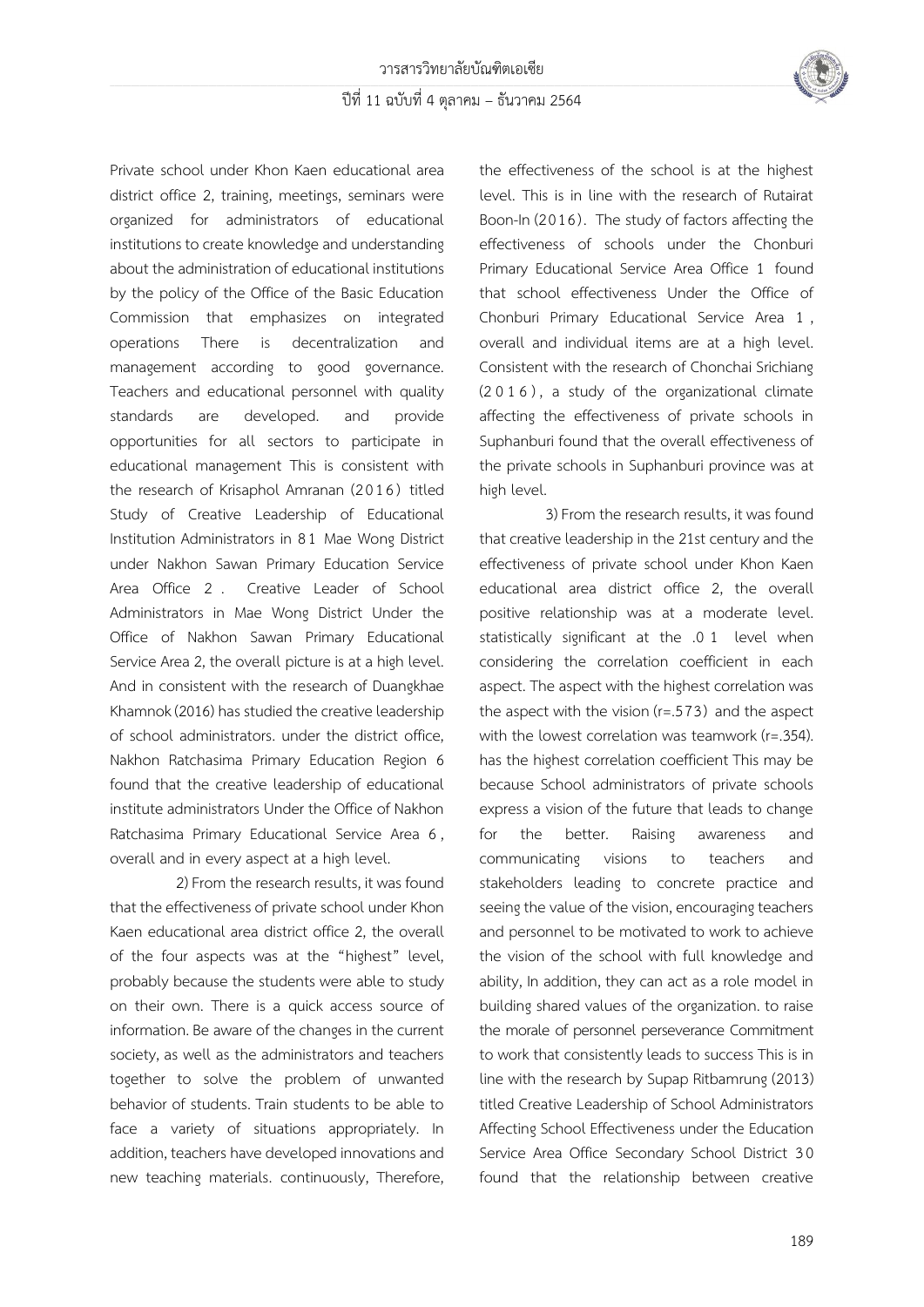Private school under Khon Kaen educational area district office 2, training, meetings, seminars were organized for administrators of educational institutions to create knowledge and understanding about the administration of educational institutions by the policy of the Office of the Basic Education Commission that emphasizes on integrated operations There is decentralization and management according to good governance. Teachers and educational personnel with quality standards are developed. and provide opportunities for all sectors to participate in educational management This is consistent with the research of Krisaphol Amranan (2016) titled Study of Creative Leadership of Educational Institution Administrators in 81 Mae Wong District under Nakhon Sawan Primary Education Service Area Office 2 . Creative Leader of School Administrators in Mae Wong District Under the Office of Nakhon Sawan Primary Educational Service Area 2, the overall picture is at a high level. And in consistent with the research of Duangkhae Khamnok (2016) has studied the creative leadership of school administrators. under the district office, Nakhon Ratchasima Primary Education Region 6 found that the creative leadership of educational institute administrators Under the Office of Nakhon Ratchasima Primary Educational Service Area 6 , overall and in every aspect at a high level.

2) From the research results, it was found that the effectiveness of private school under Khon Kaen educational area district office 2, the overall of the four aspects was at the "highest" level, probably because the students were able to study on their own. There is a quick access source of information. Be aware of the changes in the current society, as well as the administrators and teachers together to solve the problem of unwanted behavior of students. Train students to be able to face a variety of situations appropriately. In addition, teachers have developed innovations and new teaching materials. continuously, Therefore, the effectiveness of the school is at the highest level. This is in line with the research of Rutairat Boon-In (2016). The study of factors affecting the effectiveness of schools under the Chonburi Primary Educational Service Area Office 1 found that school effectiveness Under the Office of Chonburi Primary Educational Service Area 1 , overall and individual items are at a high level. Consistent with the research of Chonchai Srichiang (2016), a study of the organizational climate affecting the effectiveness of private schools in Suphanburi found that the overall effectiveness of the private schools in Suphanburi province was at high level.

3) From the research results, it was found that creative leadership in the 21st century and the effectiveness of private school under Khon Kaen educational area district office 2, the overall positive relationship was at a moderate level. statistically significant at the .01 level when considering the correlation coefficient in each aspect. The aspect with the highest correlation was the aspect with the vision (r=.573) and the aspect with the lowest correlation was teamwork (r=.354). has the highest correlation coefficient This may be because School administrators of private schools express a vision of the future that leads to change for the better. Raising awareness and communicating visions to teachers and stakeholders leading to concrete practice and seeing the value of the vision, encouraging teachers and personnel to be motivated to work to achieve the vision of the school with full knowledge and ability, In addition, they can act as a role model in building shared values of the organization. to raise the morale of personnel perseverance Commitment to work that consistently leads to success This is in line with the research by Supap Ritbamrung (2013) titled Creative Leadership of School Administrators Affecting School Effectiveness under the Education Service Area Office Secondary School District 30 found that the relationship between creative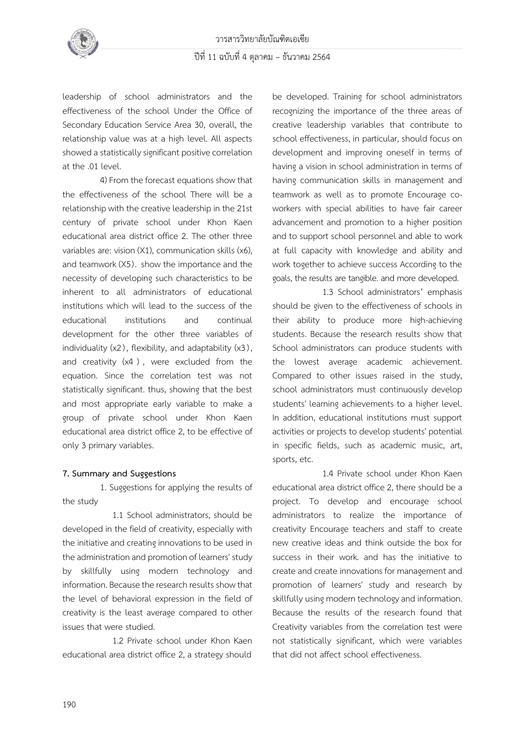leadership of school administrators and the effectiveness of the school Under the Office of Secondary Education Service Area 30, overall, the relationship value was at a high level. All aspects showed a statistically significant positive correlation at the .01 level.

4) From the forecast equations show that the effectiveness of the school There will be a relationship with the creative leadership in the 21st century of private school under Khon Kaen educational area district office 2. The other three variables are: vision (X1), communication skills (x6), and teamwork (X5). show the importance and the necessity of developing such characteristics to be inherent to all administrators of educational institutions which will lead to the success of the educational institutions and continual development for the other three variables of individuality (x2), flexibility, and adaptability (x3), and creativity (x4), were excluded from the equation. Since the correlation test was not statistically significant. thus, showing that the best and most appropriate early variable to make a group of private school under Khon Kaen educational area district office 2, to be effective of only 3 primary variables.

**7. Summary and Suggestions**

1. Suggestions for applying the results of the study

1.1 School administrators, should be developed in the field of creativity, especially with the initiative and creating innovations to be used in the administration and promotion of learners' study by skillfully using modern technology and information. Because the research results show that the level of behavioral expression in the field of creativity is the least average compared to other issues that were studied.

1.2 Private school under Khon Kaen educational area district office 2, a strategy should be developed. Training for school administrators recognizing the importance of the three areas of creative leadership variables that contribute to school effectiveness, in particular, should focus on development and improving oneself in terms of having a vision in school administration in terms of having communication skills in management and teamwork as well as to promote Encourage co-workers with special abilities to have fair career advancement and promotion to a higher position and to support school personnel and able to work at full capacity with knowledge and ability and work together to achieve success According to the goals, the results are tangible. and more developed.

1.3 School administrators' emphasis should be given to the effectiveness of schools in their ability to produce more high-achieving students. Because the research results show that School administrators can produce students with the lowest average academic achievement. Compared to other issues raised in the study, school administrators must continuously develop students' learning achievements to a higher level. In addition, educational institutions must support activities or projects to develop students' potential in specific fields, such as academic music, art, sports, etc.

1.4 Private school under Khon Kaen educational area district office 2, there should be a project. To develop and encourage school administrators to realize the importance of creativity Encourage teachers and staff to create new creative ideas and think outside the box for success in their work. and has the initiative to create and create innovations for management and promotion of learners' study and research by skillfully using modern technology and information. Because the results of the research found that Creativity variables from the correlation test were not statistically significant, which were variables that did not affect school effectiveness.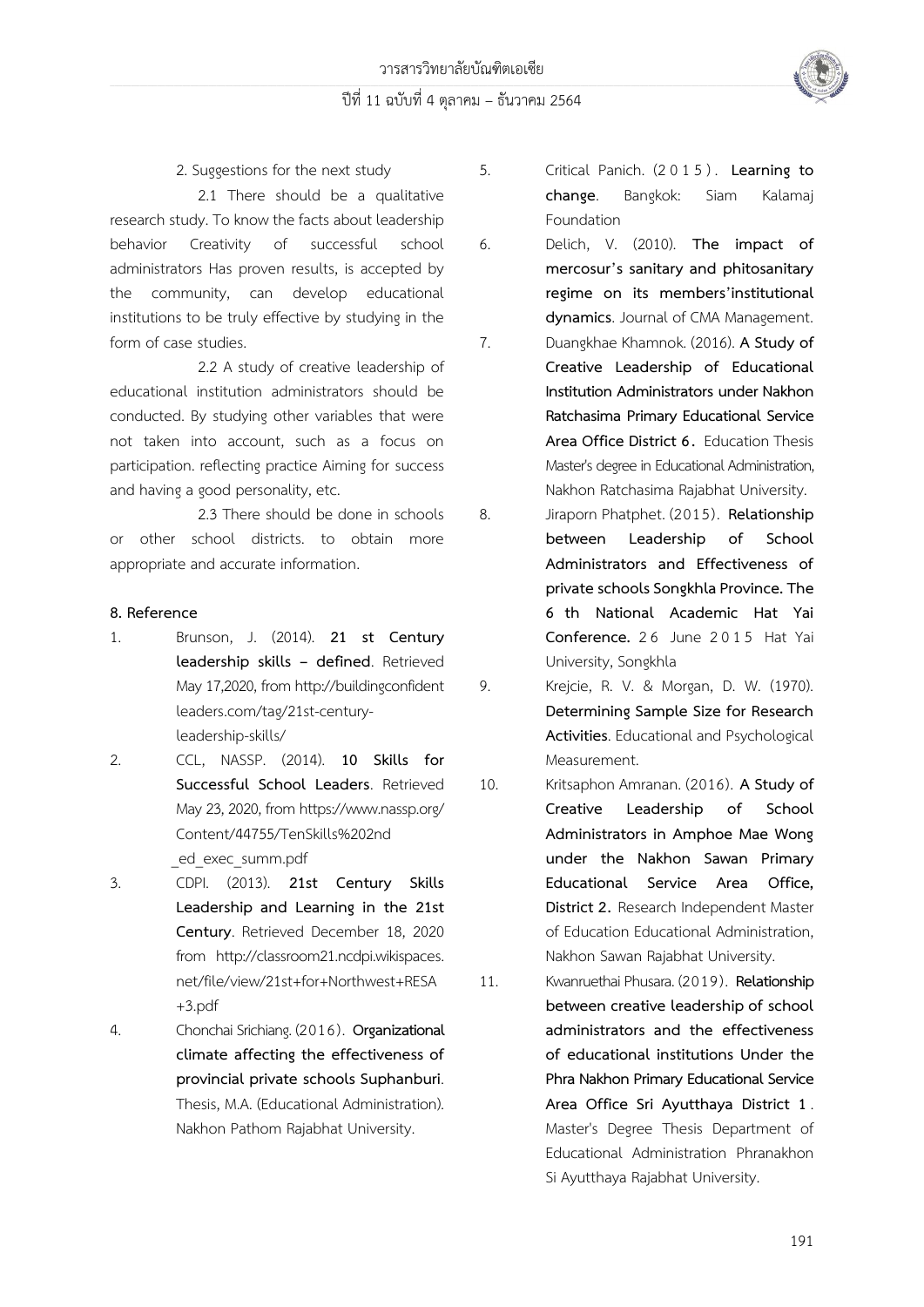2. Suggestions for the next study

2.1 There should be a qualitative research study. To know the facts about leadership behavior Creativity of successful school administrators Has proven results, is accepted by the community, can develop educational institutions to be truly effective by studying in the form of case studies.

2.2 A study of creative leadership of educational institution administrators should be conducted. By studying other variables that were not taken into account, such as a focus on participation. reflecting practice Aiming for success and having a good personality, etc.

2.3 There should be done in schools or other school districts. to obtain more appropriate and accurate information.

**8. Reference**

1. Brunson, J. (2014). **21 st Century leadership skills – defined**. Retrieved May 17,2020, from http://buildingconfidentleaders.com/tag/21st-century-leadership-skills/
2. CCL, NASSP. (2014). **10 Skills for Successful School Leaders**. Retrieved May 23, 2020, from https://www.nassp.org/Content/44755/TenSkills%202nd_ed_exec_summ.pdf
3. CDPI. (2013). **21st Century Skills Leadership and Learning in the 21st Century**. Retrieved December 18, 2020 from http://classroom21.ncdpi.wikispaces.net/file/view/21st+for+Northwest+RESA+3.pdf
4. Chonchai Srichiang. (2016). **Organizational climate affecting the effectiveness of provincial private schools Suphanburi**. Thesis, M.A. (Educational Administration). Nakhon Pathom Rajabhat University.
5. Critical Panich. (2015). **Learning to change**. Bangkok: Siam Kalamaj Foundation
6. Delich, V. (2010). **The impact of mercosur's sanitary and phitosanitary regime on its members'institutional dynamics**. Journal of CMA Management.
7. Duangkhae Khamnok. (2016). **A Study of Creative Leadership of Educational Institution Administrators under Nakhon Ratchasima Primary Educational Service Area Office District 6.** Education Thesis Master's degree in Educational Administration, Nakhon Ratchasima Rajabhat University.
8. Jiraporn Phatphet. (2015). **Relationship between Leadership of School Administrators and Effectiveness of private schools Songkhla Province. The 6 th National Academic Hat Yai Conference.** 26 June 2015 Hat Yai University, Songkhla
9. Krejcie, R. V. & Morgan, D. W. (1970). **Determining Sample Size for Research Activities**. Educational and Psychological Measurement.
10. Kritsaphon Amranan. (2016). **A Study of Creative Leadership of School Administrators in Amphoe Mae Wong under the Nakhon Sawan Primary Educational Service Area Office, District 2.** Research Independent Master of Education Educational Administration, Nakhon Sawan Rajabhat University.
11. Kwanruethai Phusara. (2019). **Relationship between creative leadership of school administrators and the effectiveness of educational institutions Under the Phra Nakhon Primary Educational Service Area Office Sri Ayutthaya District 1**. Master's Degree Thesis Department of Educational Administration Phranakhon Si Ayutthaya Rajabhat University.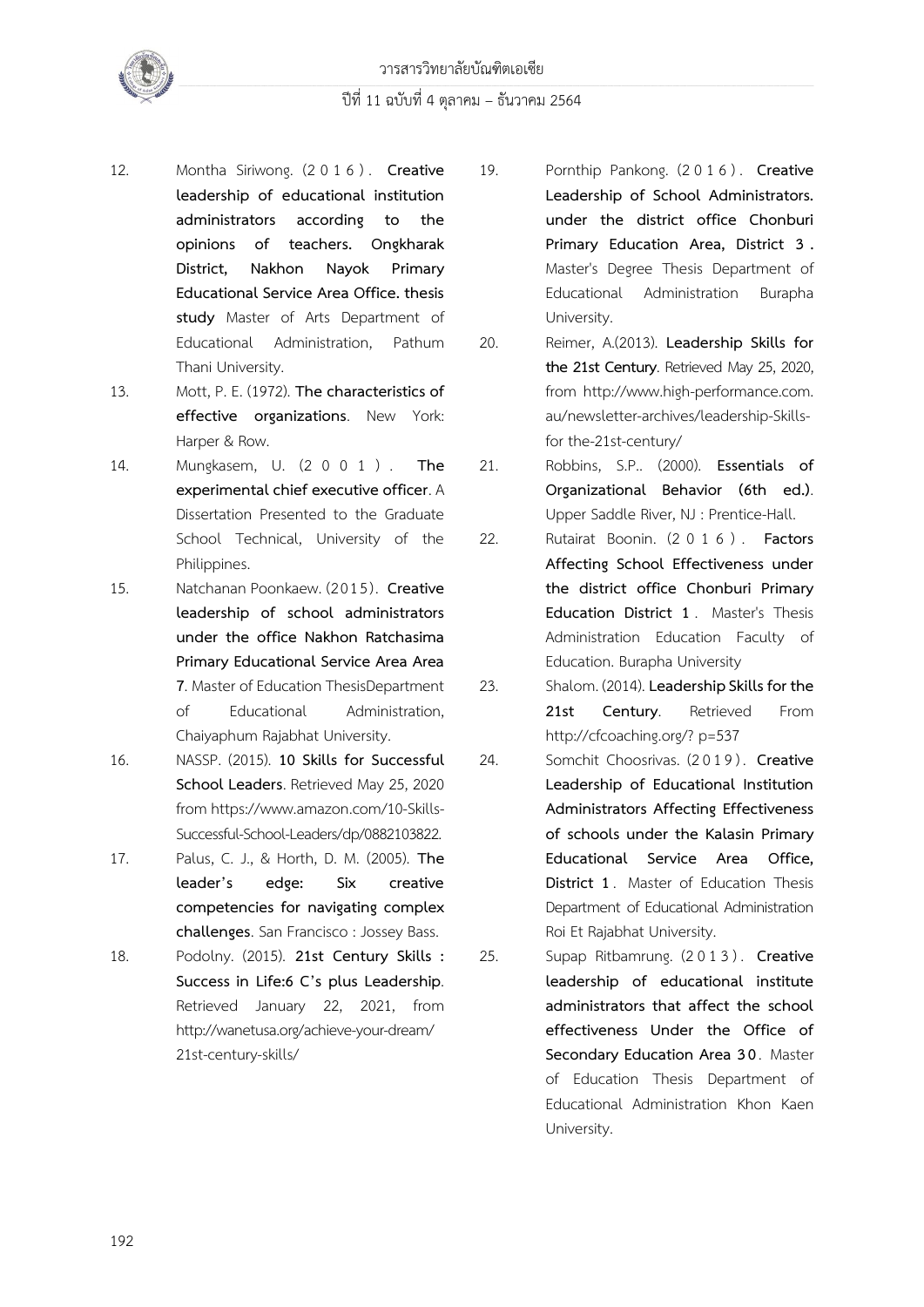12. Montha Siriwong. (2016). **Creative leadership of educational institution administrators according to the opinions of teachers. Ongkharak District, Nakhon Nayok Primary Educational Service Area Office. thesis study** Master of Arts Department of Educational Administration, Pathum Thani University.
13. Mott, P. E. (1972). **The characteristics of effective organizations**. New York: Harper & Row.
14. Mungkasem, U. (2001). **The experimental chief executive officer**. A Dissertation Presented to the Graduate School Technical, University of the Philippines.
15. Natchanan Poonkaew. (2015). **Creative leadership of school administrators under the office Nakhon Ratchasima Primary Educational Service Area Area 7**. Master of Education ThesisDepartment of Educational Administration, Chaiyaphum Rajabhat University.
16. NASSP. (2015). **10 Skills for Successful School Leaders**. Retrieved May 25, 2020 from https://www.amazon.com/10-Skills-Successful-School-Leaders/dp/0882103822.
17. Palus, C. J., & Horth, D. M. (2005). **The leader's edge: Six creative competencies for navigating complex challenges**. San Francisco : Jossey Bass.
18. Podolny. (2015). **21st Century Skills : Success in Life:6 C's plus Leadership**. Retrieved January 22, 2021, from http://wanetusa.org/achieve-your-dream/21st-century-skills/
19. Pornthip Pankong. (2016). **Creative Leadership of School Administrators. under the district office Chonburi Primary Education Area, District 3 .** Master's Degree Thesis Department of Educational Administration Burapha University.
20. Reimer, A.(2013). **Leadership Skills for the 21st Century**. Retrieved May 25, 2020, from http://www.high-performance.com.au/newsletter-archives/leadership-Skills-for the-21st-century/
21. Robbins, S.P.. (2000). **Essentials of Organizational Behavior (6th ed.)**. Upper Saddle River, NJ : Prentice-Hall.
22. Rutairat Boonin. (2016). **Factors Affecting School Effectiveness under the district office Chonburi Primary Education District 1**. Master's Thesis Administration Education Faculty of Education. Burapha University
23. Shalom. (2014). **Leadership Skills for the 21st Century**. Retrieved From http://cfcoaching.org/? p=537
24. Somchit Choosrivas. (2019). **Creative Leadership of Educational Institution Administrators Affecting Effectiveness of schools under the Kalasin Primary Educational Service Area Office, District 1**. Master of Education Thesis Department of Educational Administration Roi Et Rajabhat University.
25. Supap Ritbamrung. (2013). **Creative leadership of educational institute administrators that affect the school effectiveness Under the Office of Secondary Education Area 30**. Master of Education Thesis Department of Educational Administration Khon Kaen University.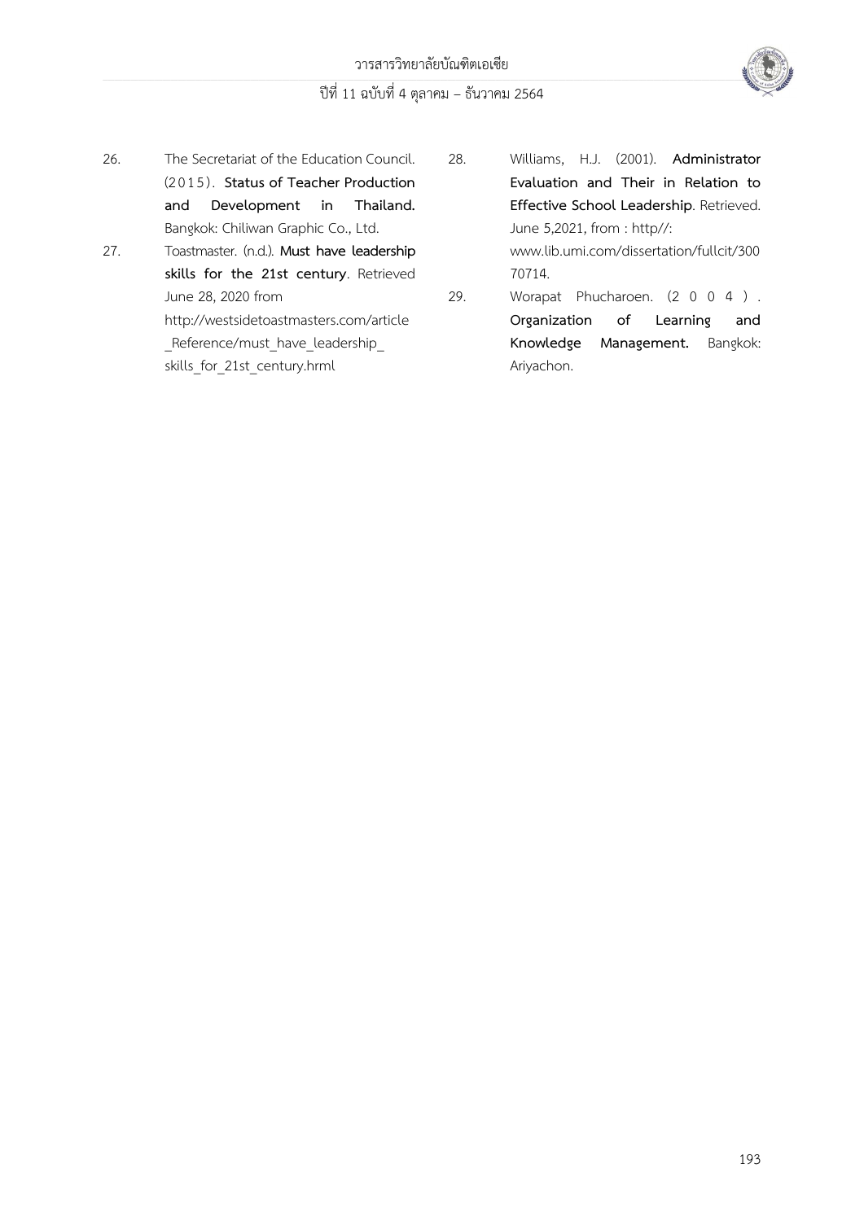26. The Secretariat of the Education Council. (2015). **Status of Teacher Production and Development in Thailand.** Bangkok: Chiliwan Graphic Co., Ltd.

27. Toastmaster. (n.d.). **Must have leadership skills for the 21st century**. Retrieved June 28, 2020 from http://westsidetoastmasters.com/article_Reference/must_have_leadership_skills_for_21st_century.hrml

28. Williams, H.J. (2001). **Administrator Evaluation and Their in Relation to Effective School Leadership**. Retrieved. June 5,2021, from : http//: www.lib.umi.com/dissertation/fullcit/30070714.

29. Worapat Phucharoen. (2004). **Organization of Learning and Knowledge Management.** Bangkok: Ariyachon.